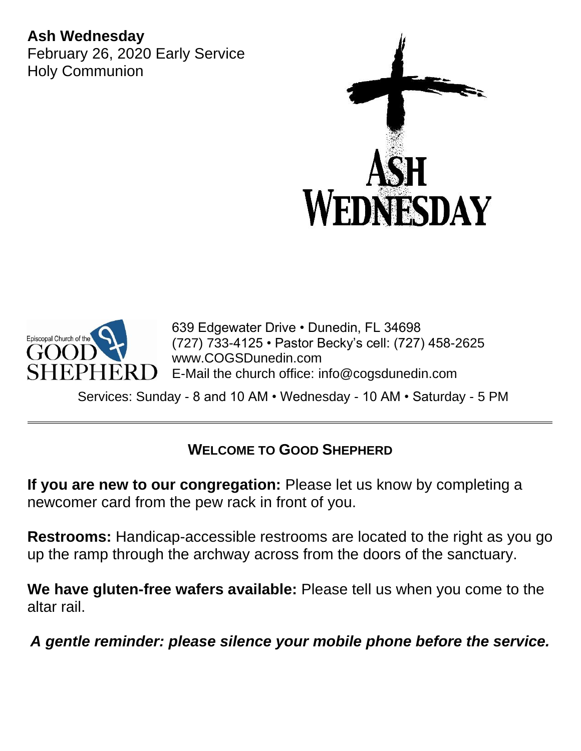**Ash Wednesday**
February 26, 2020 Early Service
Holy Communion

ASH WEDNESDAY

Episcopal Church of the GOOD SHEPHERD

639 Edgewater Drive • Dunedin, FL 34698
(727) 733-4125 • Pastor Becky's cell: (727) 458-2625
www.COGSDunedin.com
E-Mail the church office: info@cogsdunedin.com

Services: Sunday - 8 and 10 AM • Wednesday - 10 AM • Saturday - 5 PM

---

## WELCOME TO GOOD SHEPHERD

**If you are new to our congregation:** Please let us know by completing a newcomer card from the pew rack in front of you.

**Restrooms:** Handicap-accessible restrooms are located to the right as you go up the ramp through the archway across from the doors of the sanctuary.

**We have gluten-free wafers available:** Please tell us when you come to the altar rail.

***A gentle reminder: please silence your mobile phone before the service.***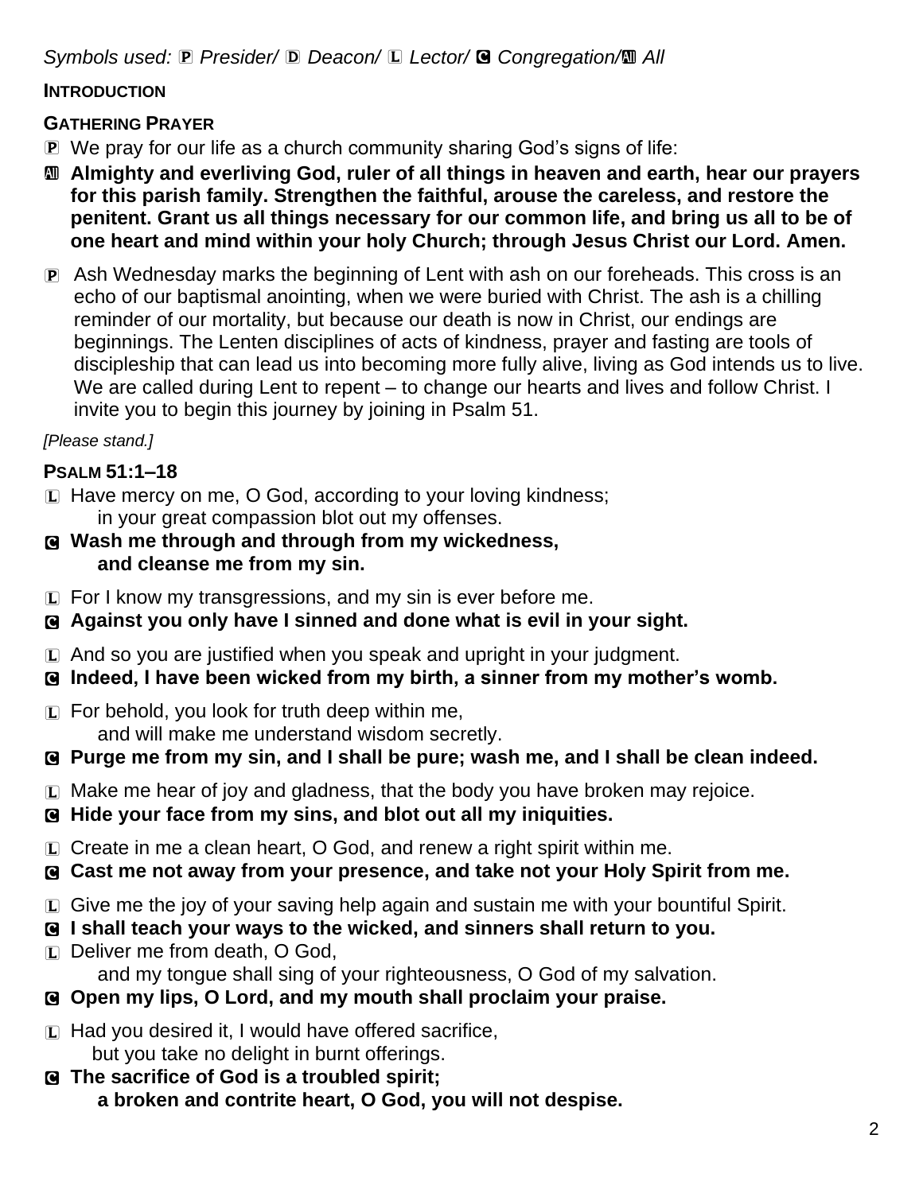*Symbols used:* Ⓟ *Presider/* Ⓓ *Deacon/* Ⓛ *Lector/* Ⓒ *Congregation/*Ⓐ *All*

**INTRODUCTION**

**GATHERING PRAYER**

Ⓟ We pray for our life as a church community sharing God's signs of life:

Ⓐ **Almighty and everliving God, ruler of all things in heaven and earth, hear our prayers for this parish family. Strengthen the faithful, arouse the careless, and restore the penitent. Grant us all things necessary for our common life, and bring us all to be of one heart and mind within your holy Church; through Jesus Christ our Lord. Amen.**

Ⓟ Ash Wednesday marks the beginning of Lent with ash on our foreheads. This cross is an echo of our baptismal anointing, when we were buried with Christ. The ash is a chilling reminder of our mortality, but because our death is now in Christ, our endings are beginnings. The Lenten disciplines of acts of kindness, prayer and fasting are tools of discipleship that can lead us into becoming more fully alive, living as God intends us to live. We are called during Lent to repent – to change our hearts and lives and follow Christ. I invite you to begin this journey by joining in Psalm 51.

*[Please stand.]*

**PSALM 51:1–18**

Ⓛ Have mercy on me, O God, according to your loving kindness;
in your great compassion blot out my offenses.

Ⓒ **Wash me through and through from my wickedness,
and cleanse me from my sin.**

Ⓛ For I know my transgressions, and my sin is ever before me.

Ⓒ **Against you only have I sinned and done what is evil in your sight.**

Ⓛ And so you are justified when you speak and upright in your judgment.

Ⓒ **Indeed, I have been wicked from my birth, a sinner from my mother's womb.**

Ⓛ For behold, you look for truth deep within me,
and will make me understand wisdom secretly.

Ⓒ **Purge me from my sin, and I shall be pure; wash me, and I shall be clean indeed.**

Ⓛ Make me hear of joy and gladness, that the body you have broken may rejoice.

Ⓒ **Hide your face from my sins, and blot out all my iniquities.**

Ⓛ Create in me a clean heart, O God, and renew a right spirit within me.

Ⓒ **Cast me not away from your presence, and take not your Holy Spirit from me.**

Ⓛ Give me the joy of your saving help again and sustain me with your bountiful Spirit.

Ⓒ **I shall teach your ways to the wicked, and sinners shall return to you.**

Ⓛ Deliver me from death, O God,
and my tongue shall sing of your righteousness, O God of my salvation.

Ⓒ **Open my lips, O Lord, and my mouth shall proclaim your praise.**

Ⓛ Had you desired it, I would have offered sacrifice,
but you take no delight in burnt offerings.

Ⓒ **The sacrifice of God is a troubled spirit;
a broken and contrite heart, O God, you will not despise.**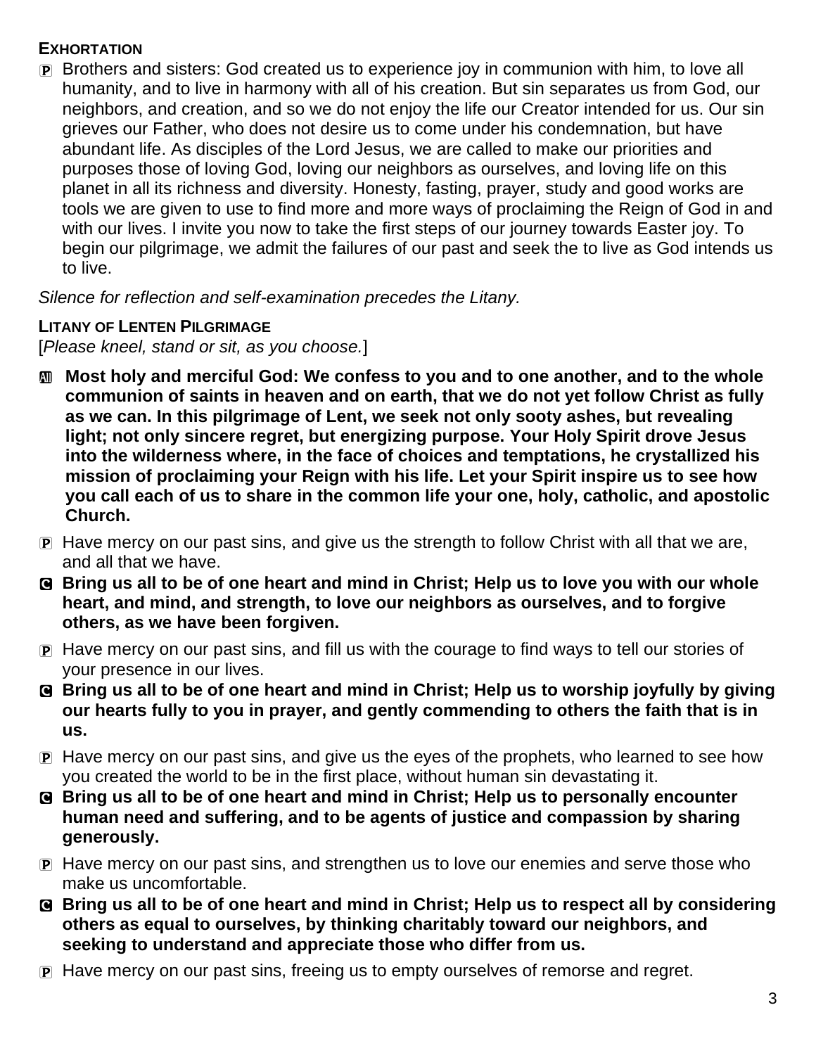**EXHORTATION**

P Brothers and sisters: God created us to experience joy in communion with him, to love all humanity, and to live in harmony with all of his creation. But sin separates us from God, our neighbors, and creation, and so we do not enjoy the life our Creator intended for us. Our sin grieves our Father, who does not desire us to come under his condemnation, but have abundant life. As disciples of the Lord Jesus, we are called to make our priorities and purposes those of loving God, loving our neighbors as ourselves, and loving life on this planet in all its richness and diversity. Honesty, fasting, prayer, study and good works are tools we are given to use to find more and more ways of proclaiming the Reign of God in and with our lives. I invite you now to take the first steps of our journey towards Easter joy. To begin our pilgrimage, we admit the failures of our past and seek the to live as God intends us to live.

*Silence for reflection and self-examination precedes the Litany.*

**LITANY OF LENTEN PILGRIMAGE**

[*Please kneel, stand or sit, as you choose.*]

All **Most holy and merciful God: We confess to you and to one another, and to the whole communion of saints in heaven and on earth, that we do not yet follow Christ as fully as we can. In this pilgrimage of Lent, we seek not only sooty ashes, but revealing light; not only sincere regret, but energizing purpose. Your Holy Spirit drove Jesus into the wilderness where, in the face of choices and temptations, he crystallized his mission of proclaiming your Reign with his life. Let your Spirit inspire us to see how you call each of us to share in the common life your one, holy, catholic, and apostolic Church.**

P Have mercy on our past sins, and give us the strength to follow Christ with all that we are, and all that we have.

C **Bring us all to be of one heart and mind in Christ; Help us to love you with our whole heart, and mind, and strength, to love our neighbors as ourselves, and to forgive others, as we have been forgiven.**

P Have mercy on our past sins, and fill us with the courage to find ways to tell our stories of your presence in our lives.

C **Bring us all to be of one heart and mind in Christ; Help us to worship joyfully by giving our hearts fully to you in prayer, and gently commending to others the faith that is in us.**

P Have mercy on our past sins, and give us the eyes of the prophets, who learned to see how you created the world to be in the first place, without human sin devastating it.

C **Bring us all to be of one heart and mind in Christ; Help us to personally encounter human need and suffering, and to be agents of justice and compassion by sharing generously.**

P Have mercy on our past sins, and strengthen us to love our enemies and serve those who make us uncomfortable.

C **Bring us all to be of one heart and mind in Christ; Help us to respect all by considering others as equal to ourselves, by thinking charitably toward our neighbors, and seeking to understand and appreciate those who differ from us.**

P Have mercy on our past sins, freeing us to empty ourselves of remorse and regret.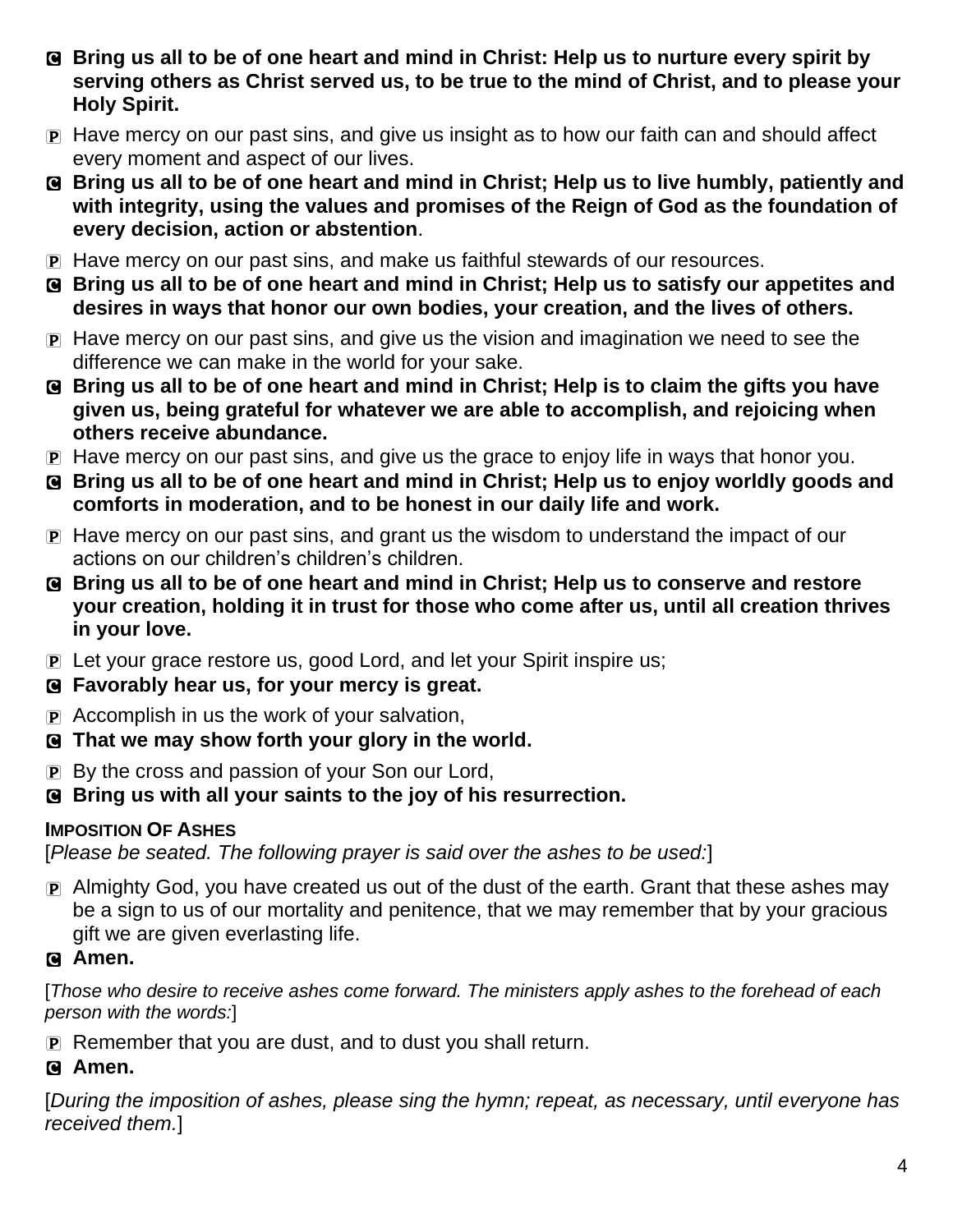C **Bring us all to be of one heart and mind in Christ: Help us to nurture every spirit by serving others as Christ served us, to be true to the mind of Christ, and to please your Holy Spirit.**

P Have mercy on our past sins, and give us insight as to how our faith can and should affect every moment and aspect of our lives.

C **Bring us all to be of one heart and mind in Christ; Help us to live humbly, patiently and with integrity, using the values and promises of the Reign of God as the foundation of every decision, action or abstention**.

P Have mercy on our past sins, and make us faithful stewards of our resources.

C **Bring us all to be of one heart and mind in Christ; Help us to satisfy our appetites and desires in ways that honor our own bodies, your creation, and the lives of others.**

P Have mercy on our past sins, and give us the vision and imagination we need to see the difference we can make in the world for your sake.

C **Bring us all to be of one heart and mind in Christ; Help is to claim the gifts you have given us, being grateful for whatever we are able to accomplish, and rejoicing when others receive abundance.**

P Have mercy on our past sins, and give us the grace to enjoy life in ways that honor you.

C **Bring us all to be of one heart and mind in Christ; Help us to enjoy worldly goods and comforts in moderation, and to be honest in our daily life and work.**

P Have mercy on our past sins, and grant us the wisdom to understand the impact of our actions on our children's children's children.

C **Bring us all to be of one heart and mind in Christ; Help us to conserve and restore your creation, holding it in trust for those who come after us, until all creation thrives in your love.**

P Let your grace restore us, good Lord, and let your Spirit inspire us;

C **Favorably hear us, for your mercy is great.**

P Accomplish in us the work of your salvation,

C **That we may show forth your glory in the world.**

P By the cross and passion of your Son our Lord,

C **Bring us with all your saints to the joy of his resurrection.**

**IMPOSITION OF ASHES**

[*Please be seated. The following prayer is said over the ashes to be used:*]

P Almighty God, you have created us out of the dust of the earth. Grant that these ashes may be a sign to us of our mortality and penitence, that we may remember that by your gracious gift we are given everlasting life.

C **Amen.**

[*Those who desire to receive ashes come forward. The ministers apply ashes to the forehead of each person with the words:*]

P Remember that you are dust, and to dust you shall return.

C **Amen.**

[*During the imposition of ashes, please sing the hymn; repeat, as necessary, until everyone has received them.*]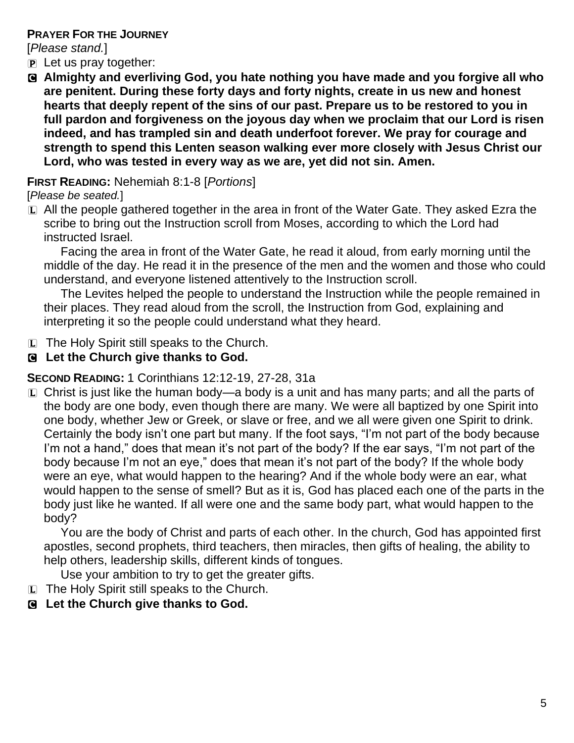**PRAYER FOR THE JOURNEY**

[*Please stand.*]

P Let us pray together:

C **Almighty and everliving God, you hate nothing you have made and you forgive all who are penitent. During these forty days and forty nights, create in us new and honest hearts that deeply repent of the sins of our past. Prepare us to be restored to you in full pardon and forgiveness on the joyous day when we proclaim that our Lord is risen indeed, and has trampled sin and death underfoot forever. We pray for courage and strength to spend this Lenten season walking ever more closely with Jesus Christ our Lord, who was tested in every way as we are, yet did not sin. Amen.**

**FIRST READING:** Nehemiah 8:1-8 [*Portions*]

[*Please be seated.*]

L All the people gathered together in the area in front of the Water Gate. They asked Ezra the scribe to bring out the Instruction scroll from Moses, according to which the Lord had instructed Israel.

Facing the area in front of the Water Gate, he read it aloud, from early morning until the middle of the day. He read it in the presence of the men and the women and those who could understand, and everyone listened attentively to the Instruction scroll.

The Levites helped the people to understand the Instruction while the people remained in their places. They read aloud from the scroll, the Instruction from God, explaining and interpreting it so the people could understand what they heard.

L The Holy Spirit still speaks to the Church.

C **Let the Church give thanks to God.**

**SECOND READING:** 1 Corinthians 12:12-19, 27-28, 31a

L Christ is just like the human body—a body is a unit and has many parts; and all the parts of the body are one body, even though there are many. We were all baptized by one Spirit into one body, whether Jew or Greek, or slave or free, and we all were given one Spirit to drink. Certainly the body isn't one part but many. If the foot says, "I'm not part of the body because I'm not a hand," does that mean it's not part of the body? If the ear says, "I'm not part of the body because I'm not an eye," does that mean it's not part of the body? If the whole body were an eye, what would happen to the hearing? And if the whole body were an ear, what would happen to the sense of smell? But as it is, God has placed each one of the parts in the body just like he wanted. If all were one and the same body part, what would happen to the body?

You are the body of Christ and parts of each other. In the church, God has appointed first apostles, second prophets, third teachers, then miracles, then gifts of healing, the ability to help others, leadership skills, different kinds of tongues.

Use your ambition to try to get the greater gifts.

L The Holy Spirit still speaks to the Church.

C **Let the Church give thanks to God.**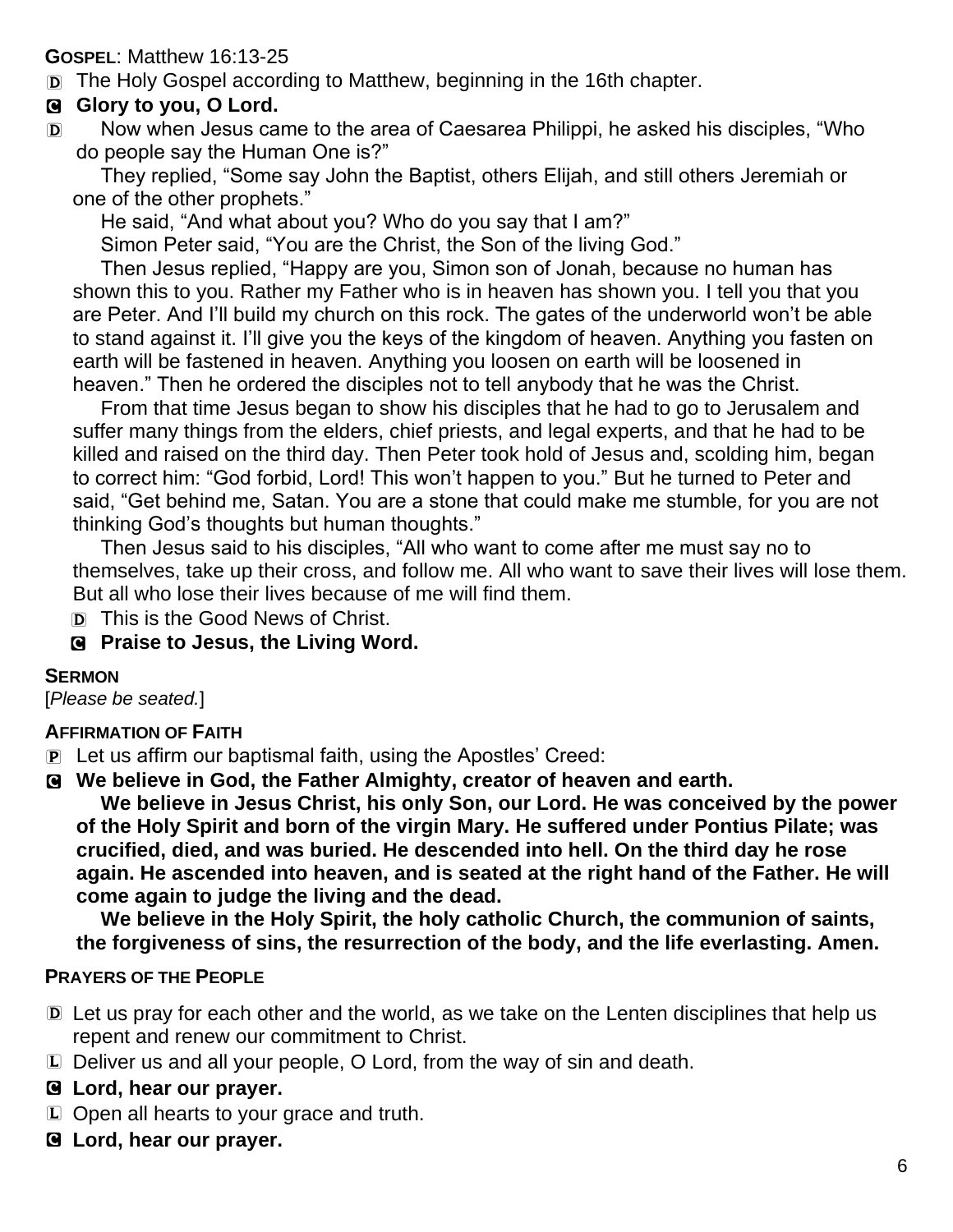**GOSPEL**: Matthew 16:13-25

D The Holy Gospel according to Matthew, beginning in the 16th chapter.

**C Glory to you, O Lord.**

D Now when Jesus came to the area of Caesarea Philippi, he asked his disciples, "Who do people say the Human One is?"

They replied, "Some say John the Baptist, others Elijah, and still others Jeremiah or one of the other prophets."

He said, "And what about you? Who do you say that I am?"

Simon Peter said, "You are the Christ, the Son of the living God."

Then Jesus replied, "Happy are you, Simon son of Jonah, because no human has shown this to you. Rather my Father who is in heaven has shown you. I tell you that you are Peter. And I'll build my church on this rock. The gates of the underworld won't be able to stand against it. I'll give you the keys of the kingdom of heaven. Anything you fasten on earth will be fastened in heaven. Anything you loosen on earth will be loosened in heaven." Then he ordered the disciples not to tell anybody that he was the Christ.

From that time Jesus began to show his disciples that he had to go to Jerusalem and suffer many things from the elders, chief priests, and legal experts, and that he had to be killed and raised on the third day. Then Peter took hold of Jesus and, scolding him, began to correct him: "God forbid, Lord! This won't happen to you." But he turned to Peter and said, "Get behind me, Satan. You are a stone that could make me stumble, for you are not thinking God's thoughts but human thoughts."

Then Jesus said to his disciples, "All who want to come after me must say no to themselves, take up their cross, and follow me. All who want to save their lives will lose them. But all who lose their lives because of me will find them.

D This is the Good News of Christ.

**C Praise to Jesus, the Living Word.**

**SERMON**

[*Please be seated.*]

**AFFIRMATION OF FAITH**

P Let us affirm our baptismal faith, using the Apostles' Creed:

**C We believe in God, the Father Almighty, creator of heaven and earth.**

**We believe in Jesus Christ, his only Son, our Lord. He was conceived by the power of the Holy Spirit and born of the virgin Mary. He suffered under Pontius Pilate; was crucified, died, and was buried. He descended into hell. On the third day he rose again. He ascended into heaven, and is seated at the right hand of the Father. He will come again to judge the living and the dead.**

**We believe in the Holy Spirit, the holy catholic Church, the communion of saints, the forgiveness of sins, the resurrection of the body, and the life everlasting. Amen.**

**PRAYERS OF THE PEOPLE**

D Let us pray for each other and the world, as we take on the Lenten disciplines that help us repent and renew our commitment to Christ.

L Deliver us and all your people, O Lord, from the way of sin and death.

**C Lord, hear our prayer.**

L Open all hearts to your grace and truth.

**C Lord, hear our prayer.**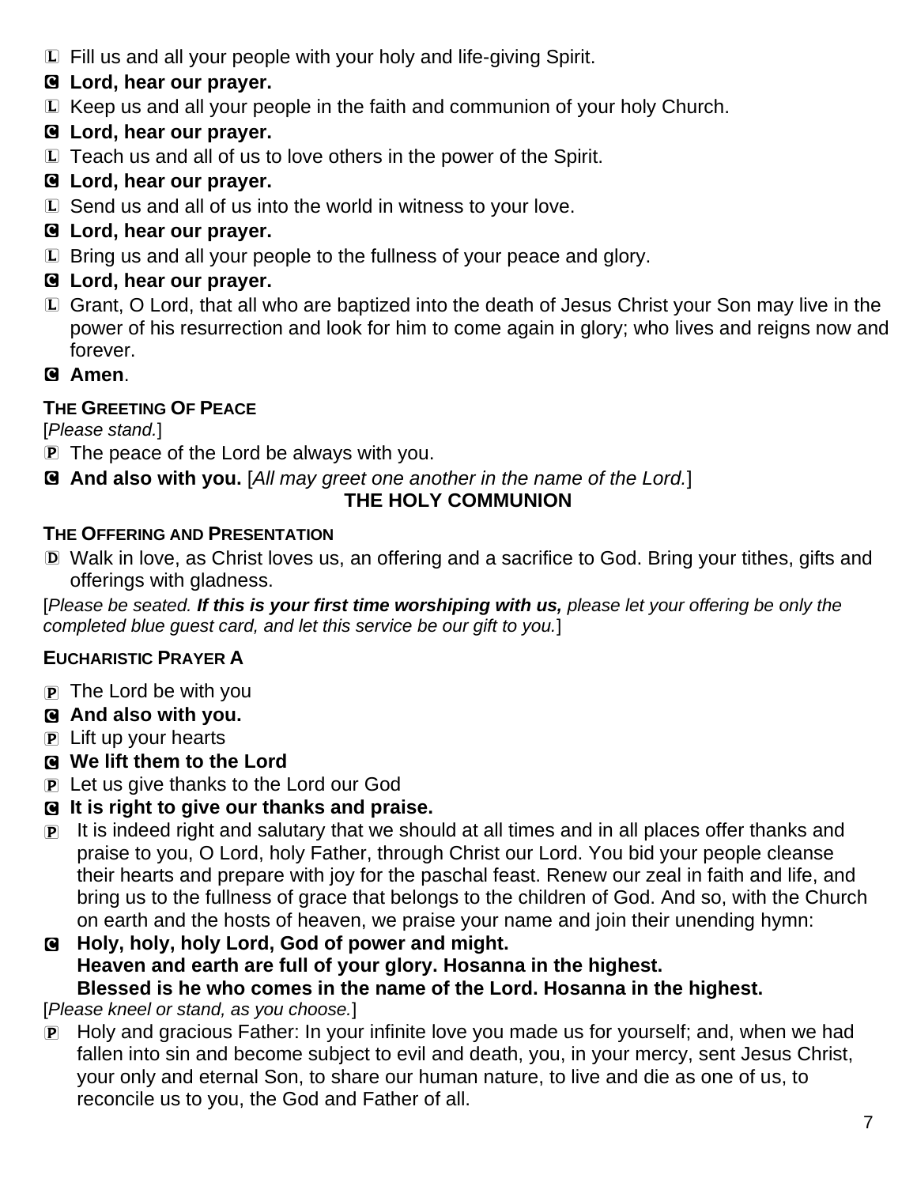L Fill us and all your people with your holy and life-giving Spirit.

**C Lord, hear our prayer.**

L Keep us and all your people in the faith and communion of your holy Church.

**C Lord, hear our prayer.**

L Teach us and all of us to love others in the power of the Spirit.

**C Lord, hear our prayer.**

L Send us and all of us into the world in witness to your love.

**C Lord, hear our prayer.**

L Bring us and all your people to the fullness of your peace and glory.

**C Lord, hear our prayer.**

L Grant, O Lord, that all who are baptized into the death of Jesus Christ your Son may live in the power of his resurrection and look for him to come again in glory; who lives and reigns now and forever.

**C Amen**.

### THE GREETING OF PEACE

[*Please stand.*]

P The peace of the Lord be always with you.

**C And also with you.** [*All may greet one another in the name of the Lord.*]

## THE HOLY COMMUNION

### THE OFFERING AND PRESENTATION

D Walk in love, as Christ loves us, an offering and a sacrifice to God. Bring your tithes, gifts and offerings with gladness.

[*Please be seated.* ***If this is your first time worshiping with us,*** *please let your offering be only the completed blue guest card, and let this service be our gift to you.*]

### EUCHARISTIC PRAYER A

P The Lord be with you

**C And also with you.**

P Lift up your hearts

**C We lift them to the Lord**

P Let us give thanks to the Lord our God

**C It is right to give our thanks and praise.**

P It is indeed right and salutary that we should at all times and in all places offer thanks and praise to you, O Lord, holy Father, through Christ our Lord. You bid your people cleanse their hearts and prepare with joy for the paschal feast. Renew our zeal in faith and life, and bring us to the fullness of grace that belongs to the children of God. And so, with the Church on earth and the hosts of heaven, we praise your name and join their unending hymn:

**C Holy, holy, holy Lord, God of power and might.
Heaven and earth are full of your glory. Hosanna in the highest.
Blessed is he who comes in the name of the Lord. Hosanna in the highest.**

[*Please kneel or stand, as you choose.*]

P Holy and gracious Father: In your infinite love you made us for yourself; and, when we had fallen into sin and become subject to evil and death, you, in your mercy, sent Jesus Christ, your only and eternal Son, to share our human nature, to live and die as one of us, to reconcile us to you, the God and Father of all.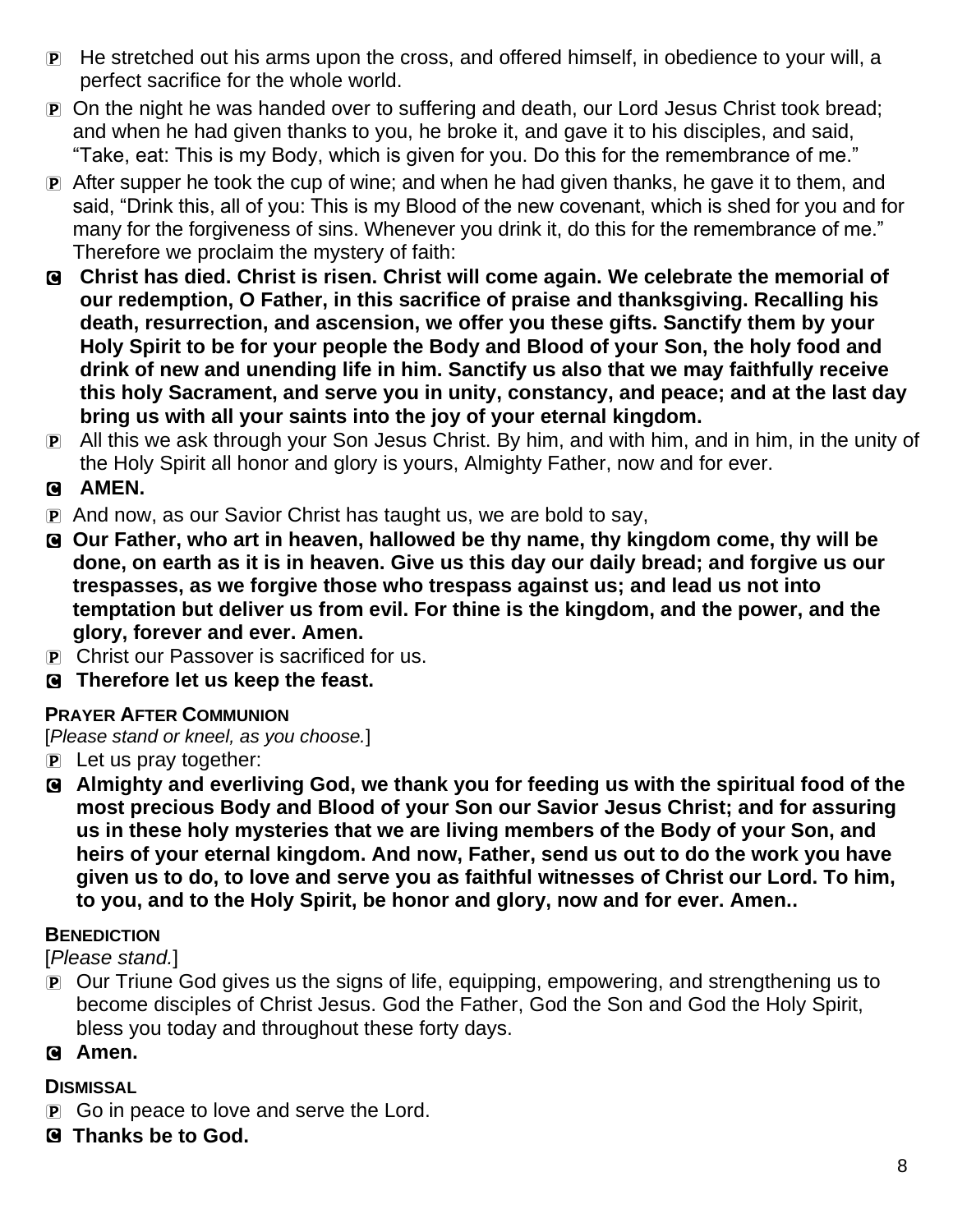P He stretched out his arms upon the cross, and offered himself, in obedience to your will, a perfect sacrifice for the whole world.

P On the night he was handed over to suffering and death, our Lord Jesus Christ took bread; and when he had given thanks to you, he broke it, and gave it to his disciples, and said, "Take, eat: This is my Body, which is given for you. Do this for the remembrance of me."

P After supper he took the cup of wine; and when he had given thanks, he gave it to them, and said, "Drink this, all of you: This is my Blood of the new covenant, which is shed for you and for many for the forgiveness of sins. Whenever you drink it, do this for the remembrance of me." Therefore we proclaim the mystery of faith:

C **Christ has died. Christ is risen. Christ will come again. We celebrate the memorial of our redemption, O Father, in this sacrifice of praise and thanksgiving. Recalling his death, resurrection, and ascension, we offer you these gifts. Sanctify them by your Holy Spirit to be for your people the Body and Blood of your Son, the holy food and drink of new and unending life in him. Sanctify us also that we may faithfully receive this holy Sacrament, and serve you in unity, constancy, and peace; and at the last day bring us with all your saints into the joy of your eternal kingdom.**

P All this we ask through your Son Jesus Christ. By him, and with him, and in him, in the unity of the Holy Spirit all honor and glory is yours, Almighty Father, now and for ever.

C **AMEN.**

P And now, as our Savior Christ has taught us, we are bold to say,

C **Our Father, who art in heaven, hallowed be thy name, thy kingdom come, thy will be done, on earth as it is in heaven. Give us this day our daily bread; and forgive us our trespasses, as we forgive those who trespass against us; and lead us not into temptation but deliver us from evil. For thine is the kingdom, and the power, and the glory, forever and ever. Amen.**

P Christ our Passover is sacrificed for us.

C **Therefore let us keep the feast.**

### PRAYER AFTER COMMUNION

[*Please stand or kneel, as you choose.*]

P Let us pray together:

C **Almighty and everliving God, we thank you for feeding us with the spiritual food of the most precious Body and Blood of your Son our Savior Jesus Christ; and for assuring us in these holy mysteries that we are living members of the Body of your Son, and heirs of your eternal kingdom. And now, Father, send us out to do the work you have given us to do, to love and serve you as faithful witnesses of Christ our Lord. To him, to you, and to the Holy Spirit, be honor and glory, now and for ever. Amen..**

### BENEDICTION

[*Please stand.*]

P Our Triune God gives us the signs of life, equipping, empowering, and strengthening us to become disciples of Christ Jesus. God the Father, God the Son and God the Holy Spirit, bless you today and throughout these forty days.

C **Amen.**

### DISMISSAL

P Go in peace to love and serve the Lord.

C **Thanks be to God.**